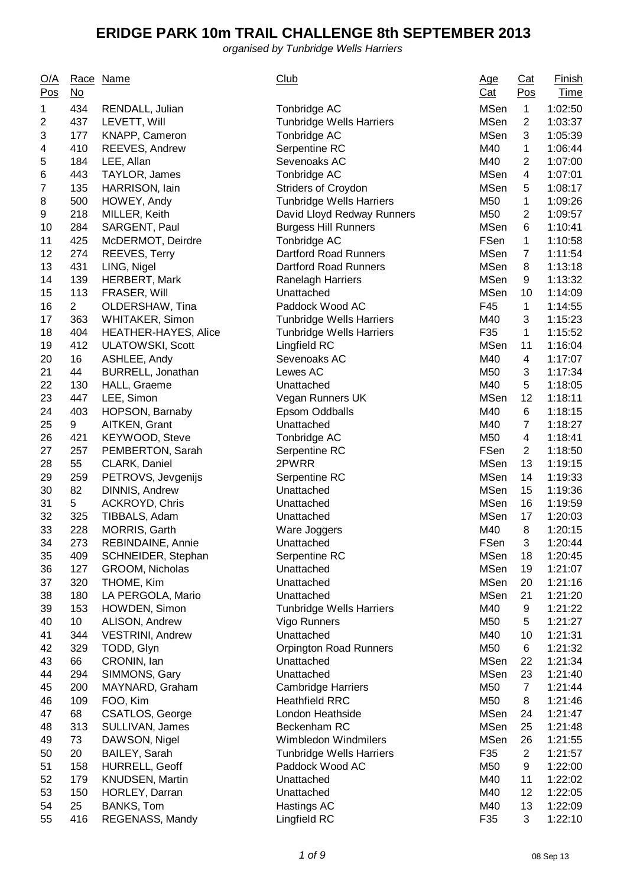# ERIDGE PARK 10m TRAIL CHALLENGE 8th SEPTEMBER 2013

*organised by Tunbridge Wells Harriers*

| O/A Pos | Race No | Name | Club | Age Cat | Cat Pos | Finish Time |
|---|---|---|---|---|---|---|
| 1 | 434 | RENDALL, Julian | Tonbridge AC | MSen | 1 | 1:02:50 |
| 2 | 437 | LEVETT, Will | Tunbridge Wells Harriers | MSen | 2 | 1:03:37 |
| 3 | 177 | KNAPP, Cameron | Tonbridge AC | MSen | 3 | 1:05:39 |
| 4 | 410 | REEVES, Andrew | Serpentine RC | M40 | 1 | 1:06:44 |
| 5 | 184 | LEE, Allan | Sevenoaks AC | M40 | 2 | 1:07:00 |
| 6 | 443 | TAYLOR, James | Tonbridge AC | MSen | 4 | 1:07:01 |
| 7 | 135 | HARRISON, Iain | Striders of Croydon | MSen | 5 | 1:08:17 |
| 8 | 500 | HOWEY, Andy | Tunbridge Wells Harriers | M50 | 1 | 1:09:26 |
| 9 | 218 | MILLER, Keith | David Lloyd Redway Runners | M50 | 2 | 1:09:57 |
| 10 | 284 | SARGENT, Paul | Burgess Hill Runners | MSen | 6 | 1:10:41 |
| 11 | 425 | McDERMOT, Deirdre | Tonbridge AC | FSen | 1 | 1:10:58 |
| 12 | 274 | REEVES, Terry | Dartford Road Runners | MSen | 7 | 1:11:54 |
| 13 | 431 | LING, Nigel | Dartford Road Runners | MSen | 8 | 1:13:18 |
| 14 | 139 | HERBERT, Mark | Ranelagh Harriers | MSen | 9 | 1:13:32 |
| 15 | 113 | FRASER, Will | Unattached | MSen | 10 | 1:14:09 |
| 16 | 2 | OLDERSHAW, Tina | Paddock Wood AC | F45 | 1 | 1:14:55 |
| 17 | 363 | WHITAKER, Simon | Tunbridge Wells Harriers | M40 | 3 | 1:15:23 |
| 18 | 404 | HEATHER-HAYES, Alice | Tunbridge Wells Harriers | F35 | 1 | 1:15:52 |
| 19 | 412 | ULATOWSKI, Scott | Lingfield RC | MSen | 11 | 1:16:04 |
| 20 | 16 | ASHLEE, Andy | Sevenoaks AC | M40 | 4 | 1:17:07 |
| 21 | 44 | BURRELL, Jonathan | Lewes AC | M50 | 3 | 1:17:34 |
| 22 | 130 | HALL, Graeme | Unattached | M40 | 5 | 1:18:05 |
| 23 | 447 | LEE, Simon | Vegan Runners UK | MSen | 12 | 1:18:11 |
| 24 | 403 | HOPSON, Barnaby | Epsom Oddballs | M40 | 6 | 1:18:15 |
| 25 | 9 | AITKEN, Grant | Unattached | M40 | 7 | 1:18:27 |
| 26 | 421 | KEYWOOD, Steve | Tonbridge AC | M50 | 4 | 1:18:41 |
| 27 | 257 | PEMBERTON, Sarah | Serpentine RC | FSen | 2 | 1:18:50 |
| 28 | 55 | CLARK, Daniel | 2PWRR | MSen | 13 | 1:19:15 |
| 29 | 259 | PETROVS, Jevgenijs | Serpentine RC | MSen | 14 | 1:19:33 |
| 30 | 82 | DINNIS, Andrew | Unattached | MSen | 15 | 1:19:36 |
| 31 | 5 | ACKROYD, Chris | Unattached | MSen | 16 | 1:19:59 |
| 32 | 325 | TIBBALS, Adam | Unattached | MSen | 17 | 1:20:03 |
| 33 | 228 | MORRIS, Garth | Ware Joggers | M40 | 8 | 1:20:15 |
| 34 | 273 | REBINDAINE, Annie | Unattached | FSen | 3 | 1:20:44 |
| 35 | 409 | SCHNEIDER, Stephan | Serpentine RC | MSen | 18 | 1:20:45 |
| 36 | 127 | GROOM, Nicholas | Unattached | MSen | 19 | 1:21:07 |
| 37 | 320 | THOME, Kim | Unattached | MSen | 20 | 1:21:16 |
| 38 | 180 | LA PERGOLA, Mario | Unattached | MSen | 21 | 1:21:20 |
| 39 | 153 | HOWDEN, Simon | Tunbridge Wells Harriers | M40 | 9 | 1:21:22 |
| 40 | 10 | ALISON, Andrew | Vigo Runners | M50 | 5 | 1:21:27 |
| 41 | 344 | VESTRINI, Andrew | Unattached | M40 | 10 | 1:21:31 |
| 42 | 329 | TODD, Glyn | Orpington Road Runners | M50 | 6 | 1:21:32 |
| 43 | 66 | CRONIN, Ian | Unattached | MSen | 22 | 1:21:34 |
| 44 | 294 | SIMMONS, Gary | Unattached | MSen | 23 | 1:21:40 |
| 45 | 200 | MAYNARD, Graham | Cambridge Harriers | M50 | 7 | 1:21:44 |
| 46 | 109 | FOO, Kim | Heathfield RRC | M50 | 8 | 1:21:46 |
| 47 | 68 | CSATLOS, George | London Heathside | MSen | 24 | 1:21:47 |
| 48 | 313 | SULLIVAN, James | Beckenham RC | MSen | 25 | 1:21:48 |
| 49 | 73 | DAWSON, Nigel | Wimbledon Windmilers | MSen | 26 | 1:21:55 |
| 50 | 20 | BAILEY, Sarah | Tunbridge Wells Harriers | F35 | 2 | 1:21:57 |
| 51 | 158 | HURRELL, Geoff | Paddock Wood AC | M50 | 9 | 1:22:00 |
| 52 | 179 | KNUDSEN, Martin | Unattached | M40 | 11 | 1:22:02 |
| 53 | 150 | HORLEY, Darran | Unattached | M40 | 12 | 1:22:05 |
| 54 | 25 | BANKS, Tom | Hastings AC | M40 | 13 | 1:22:09 |
| 55 | 416 | REGENASS, Mandy | Lingfield RC | F35 | 3 | 1:22:10 |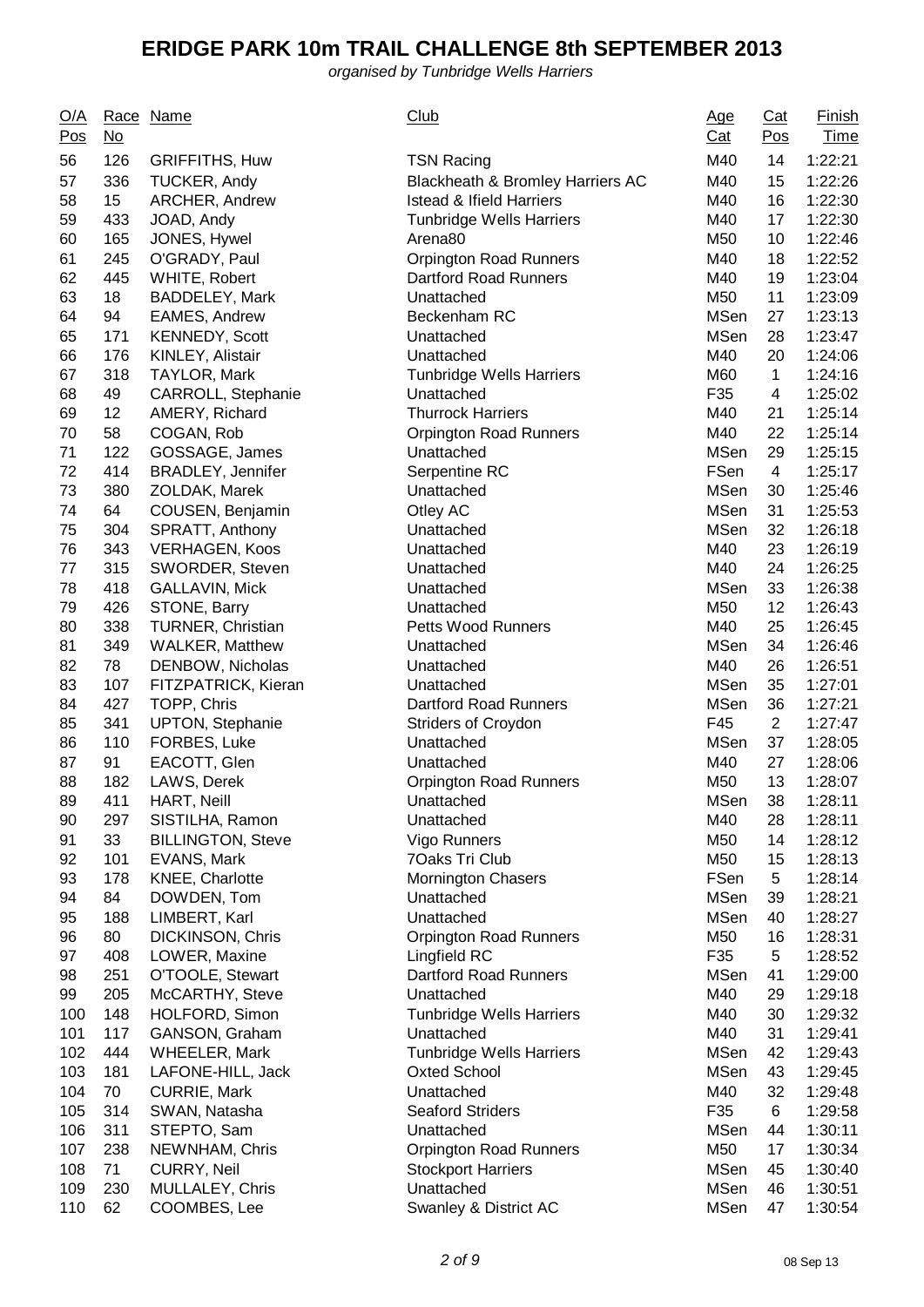# ERIDGE PARK 10m TRAIL CHALLENGE 8th SEPTEMBER 2013

*organised by Tunbridge Wells Harriers*

| O/A Pos | Race No | Name | Club | Age Cat | Cat Pos | Finish Time |
|---|---|---|---|---|---|---|
| 56 | 126 | GRIFFITHS, Huw | TSN Racing | M40 | 14 | 1:22:21 |
| 57 | 336 | TUCKER, Andy | Blackheath & Bromley Harriers AC | M40 | 15 | 1:22:26 |
| 58 | 15 | ARCHER, Andrew | Istead & Ifield Harriers | M40 | 16 | 1:22:30 |
| 59 | 433 | JOAD, Andy | Tunbridge Wells Harriers | M40 | 17 | 1:22:30 |
| 60 | 165 | JONES, Hywel | Arena80 | M50 | 10 | 1:22:46 |
| 61 | 245 | O'GRADY, Paul | Orpington Road Runners | M40 | 18 | 1:22:52 |
| 62 | 445 | WHITE, Robert | Dartford Road Runners | M40 | 19 | 1:23:04 |
| 63 | 18 | BADDELEY, Mark | Unattached | M50 | 11 | 1:23:09 |
| 64 | 94 | EAMES, Andrew | Beckenham RC | MSen | 27 | 1:23:13 |
| 65 | 171 | KENNEDY, Scott | Unattached | MSen | 28 | 1:23:47 |
| 66 | 176 | KINLEY, Alistair | Unattached | M40 | 20 | 1:24:06 |
| 67 | 318 | TAYLOR, Mark | Tunbridge Wells Harriers | M60 | 1 | 1:24:16 |
| 68 | 49 | CARROLL, Stephanie | Unattached | F35 | 4 | 1:25:02 |
| 69 | 12 | AMERY, Richard | Thurrock Harriers | M40 | 21 | 1:25:14 |
| 70 | 58 | COGAN, Rob | Orpington Road Runners | M40 | 22 | 1:25:14 |
| 71 | 122 | GOSSAGE, James | Unattached | MSen | 29 | 1:25:15 |
| 72 | 414 | BRADLEY, Jennifer | Serpentine RC | FSen | 4 | 1:25:17 |
| 73 | 380 | ZOLDAK, Marek | Unattached | MSen | 30 | 1:25:46 |
| 74 | 64 | COUSEN, Benjamin | Otley AC | MSen | 31 | 1:25:53 |
| 75 | 304 | SPRATT, Anthony | Unattached | MSen | 32 | 1:26:18 |
| 76 | 343 | VERHAGEN, Koos | Unattached | M40 | 23 | 1:26:19 |
| 77 | 315 | SWORDER, Steven | Unattached | M40 | 24 | 1:26:25 |
| 78 | 418 | GALLAVIN, Mick | Unattached | MSen | 33 | 1:26:38 |
| 79 | 426 | STONE, Barry | Unattached | M50 | 12 | 1:26:43 |
| 80 | 338 | TURNER, Christian | Petts Wood Runners | M40 | 25 | 1:26:45 |
| 81 | 349 | WALKER, Matthew | Unattached | MSen | 34 | 1:26:46 |
| 82 | 78 | DENBOW, Nicholas | Unattached | M40 | 26 | 1:26:51 |
| 83 | 107 | FITZPATRICK, Kieran | Unattached | MSen | 35 | 1:27:01 |
| 84 | 427 | TOPP, Chris | Dartford Road Runners | MSen | 36 | 1:27:21 |
| 85 | 341 | UPTON, Stephanie | Striders of Croydon | F45 | 2 | 1:27:47 |
| 86 | 110 | FORBES, Luke | Unattached | MSen | 37 | 1:28:05 |
| 87 | 91 | EACOTT, Glen | Unattached | M40 | 27 | 1:28:06 |
| 88 | 182 | LAWS, Derek | Orpington Road Runners | M50 | 13 | 1:28:07 |
| 89 | 411 | HART, Neill | Unattached | MSen | 38 | 1:28:11 |
| 90 | 297 | SISTILHA, Ramon | Unattached | M40 | 28 | 1:28:11 |
| 91 | 33 | BILLINGTON, Steve | Vigo Runners | M50 | 14 | 1:28:12 |
| 92 | 101 | EVANS, Mark | 7Oaks Tri Club | M50 | 15 | 1:28:13 |
| 93 | 178 | KNEE, Charlotte | Mornington Chasers | FSen | 5 | 1:28:14 |
| 94 | 84 | DOWDEN, Tom | Unattached | MSen | 39 | 1:28:21 |
| 95 | 188 | LIMBERT, Karl | Unattached | MSen | 40 | 1:28:27 |
| 96 | 80 | DICKINSON, Chris | Orpington Road Runners | M50 | 16 | 1:28:31 |
| 97 | 408 | LOWER, Maxine | Lingfield RC | F35 | 5 | 1:28:52 |
| 98 | 251 | O'TOOLE, Stewart | Dartford Road Runners | MSen | 41 | 1:29:00 |
| 99 | 205 | McCARTHY, Steve | Unattached | M40 | 29 | 1:29:18 |
| 100 | 148 | HOLFORD, Simon | Tunbridge Wells Harriers | M40 | 30 | 1:29:32 |
| 101 | 117 | GANSON, Graham | Unattached | M40 | 31 | 1:29:41 |
| 102 | 444 | WHEELER, Mark | Tunbridge Wells Harriers | MSen | 42 | 1:29:43 |
| 103 | 181 | LAFONE-HILL, Jack | Oxted School | MSen | 43 | 1:29:45 |
| 104 | 70 | CURRIE, Mark | Unattached | M40 | 32 | 1:29:48 |
| 105 | 314 | SWAN, Natasha | Seaford Striders | F35 | 6 | 1:29:58 |
| 106 | 311 | STEPTO, Sam | Unattached | MSen | 44 | 1:30:11 |
| 107 | 238 | NEWNHAM, Chris | Orpington Road Runners | M50 | 17 | 1:30:34 |
| 108 | 71 | CURRY, Neil | Stockport Harriers | MSen | 45 | 1:30:40 |
| 109 | 230 | MULLALEY, Chris | Unattached | MSen | 46 | 1:30:51 |
| 110 | 62 | COOMBES, Lee | Swanley & District AC | MSen | 47 | 1:30:54 |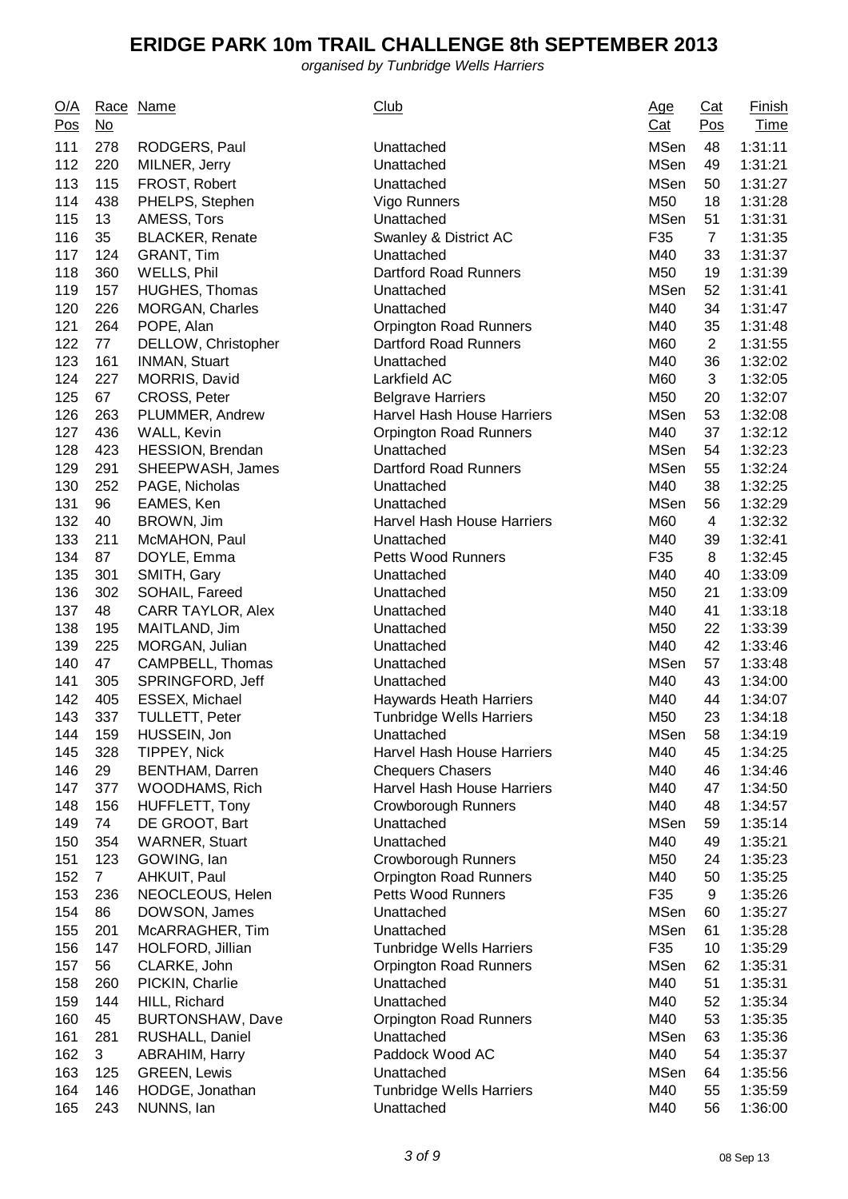# ERIDGE PARK 10m TRAIL CHALLENGE 8th SEPTEMBER 2013

*organised by Tunbridge Wells Harriers*

| O/A Pos | Race No | Name | Club | Age Cat | Cat Pos | Finish Time |
|---|---|---|---|---|---|---|
| 111 | 278 | RODGERS, Paul | Unattached | MSen | 48 | 1:31:11 |
| 112 | 220 | MILNER, Jerry | Unattached | MSen | 49 | 1:31:21 |
| 113 | 115 | FROST, Robert | Unattached | MSen | 50 | 1:31:27 |
| 114 | 438 | PHELPS, Stephen | Vigo Runners | M50 | 18 | 1:31:28 |
| 115 | 13 | AMESS, Tors | Unattached | MSen | 51 | 1:31:31 |
| 116 | 35 | BLACKER, Renate | Swanley & District AC | F35 | 7 | 1:31:35 |
| 117 | 124 | GRANT, Tim | Unattached | M40 | 33 | 1:31:37 |
| 118 | 360 | WELLS, Phil | Dartford Road Runners | M50 | 19 | 1:31:39 |
| 119 | 157 | HUGHES, Thomas | Unattached | MSen | 52 | 1:31:41 |
| 120 | 226 | MORGAN, Charles | Unattached | M40 | 34 | 1:31:47 |
| 121 | 264 | POPE, Alan | Orpington Road Runners | M40 | 35 | 1:31:48 |
| 122 | 77 | DELLOW, Christopher | Dartford Road Runners | M60 | 2 | 1:31:55 |
| 123 | 161 | INMAN, Stuart | Unattached | M40 | 36 | 1:32:02 |
| 124 | 227 | MORRIS, David | Larkfield AC | M60 | 3 | 1:32:05 |
| 125 | 67 | CROSS, Peter | Belgrave Harriers | M50 | 20 | 1:32:07 |
| 126 | 263 | PLUMMER, Andrew | Harvel Hash House Harriers | MSen | 53 | 1:32:08 |
| 127 | 436 | WALL, Kevin | Orpington Road Runners | M40 | 37 | 1:32:12 |
| 128 | 423 | HESSION, Brendan | Unattached | MSen | 54 | 1:32:23 |
| 129 | 291 | SHEEPWASH, James | Dartford Road Runners | MSen | 55 | 1:32:24 |
| 130 | 252 | PAGE, Nicholas | Unattached | M40 | 38 | 1:32:25 |
| 131 | 96 | EAMES, Ken | Unattached | MSen | 56 | 1:32:29 |
| 132 | 40 | BROWN, Jim | Harvel Hash House Harriers | M60 | 4 | 1:32:32 |
| 133 | 211 | McMAHON, Paul | Unattached | M40 | 39 | 1:32:41 |
| 134 | 87 | DOYLE, Emma | Petts Wood Runners | F35 | 8 | 1:32:45 |
| 135 | 301 | SMITH, Gary | Unattached | M40 | 40 | 1:33:09 |
| 136 | 302 | SOHAIL, Fareed | Unattached | M50 | 21 | 1:33:09 |
| 137 | 48 | CARR TAYLOR, Alex | Unattached | M40 | 41 | 1:33:18 |
| 138 | 195 | MAITLAND, Jim | Unattached | M50 | 22 | 1:33:39 |
| 139 | 225 | MORGAN, Julian | Unattached | M40 | 42 | 1:33:46 |
| 140 | 47 | CAMPBELL, Thomas | Unattached | MSen | 57 | 1:33:48 |
| 141 | 305 | SPRINGFORD, Jeff | Unattached | M40 | 43 | 1:34:00 |
| 142 | 405 | ESSEX, Michael | Haywards Heath Harriers | M40 | 44 | 1:34:07 |
| 143 | 337 | TULLETT, Peter | Tunbridge Wells Harriers | M50 | 23 | 1:34:18 |
| 144 | 159 | HUSSEIN, Jon | Unattached | MSen | 58 | 1:34:19 |
| 145 | 328 | TIPPEY, Nick | Harvel Hash House Harriers | M40 | 45 | 1:34:25 |
| 146 | 29 | BENTHAM, Darren | Chequers Chasers | M40 | 46 | 1:34:46 |
| 147 | 377 | WOODHAMS, Rich | Harvel Hash House Harriers | M40 | 47 | 1:34:50 |
| 148 | 156 | HUFFLETT, Tony | Crowborough Runners | M40 | 48 | 1:34:57 |
| 149 | 74 | DE GROOT, Bart | Unattached | MSen | 59 | 1:35:14 |
| 150 | 354 | WARNER, Stuart | Unattached | M40 | 49 | 1:35:21 |
| 151 | 123 | GOWING, Ian | Crowborough Runners | M50 | 24 | 1:35:23 |
| 152 | 7 | AHKUIT, Paul | Orpington Road Runners | M40 | 50 | 1:35:25 |
| 153 | 236 | NEOCLEOUS, Helen | Petts Wood Runners | F35 | 9 | 1:35:26 |
| 154 | 86 | DOWSON, James | Unattached | MSen | 60 | 1:35:27 |
| 155 | 201 | McARRAGHER, Tim | Unattached | MSen | 61 | 1:35:28 |
| 156 | 147 | HOLFORD, Jillian | Tunbridge Wells Harriers | F35 | 10 | 1:35:29 |
| 157 | 56 | CLARKE, John | Orpington Road Runners | MSen | 62 | 1:35:31 |
| 158 | 260 | PICKIN, Charlie | Unattached | M40 | 51 | 1:35:31 |
| 159 | 144 | HILL, Richard | Unattached | M40 | 52 | 1:35:34 |
| 160 | 45 | BURTONSHAW, Dave | Orpington Road Runners | M40 | 53 | 1:35:35 |
| 161 | 281 | RUSHALL, Daniel | Unattached | MSen | 63 | 1:35:36 |
| 162 | 3 | ABRAHIM, Harry | Paddock Wood AC | M40 | 54 | 1:35:37 |
| 163 | 125 | GREEN, Lewis | Unattached | MSen | 64 | 1:35:56 |
| 164 | 146 | HODGE, Jonathan | Tunbridge Wells Harriers | M40 | 55 | 1:35:59 |
| 165 | 243 | NUNNS, Ian | Unattached | M40 | 56 | 1:36:00 |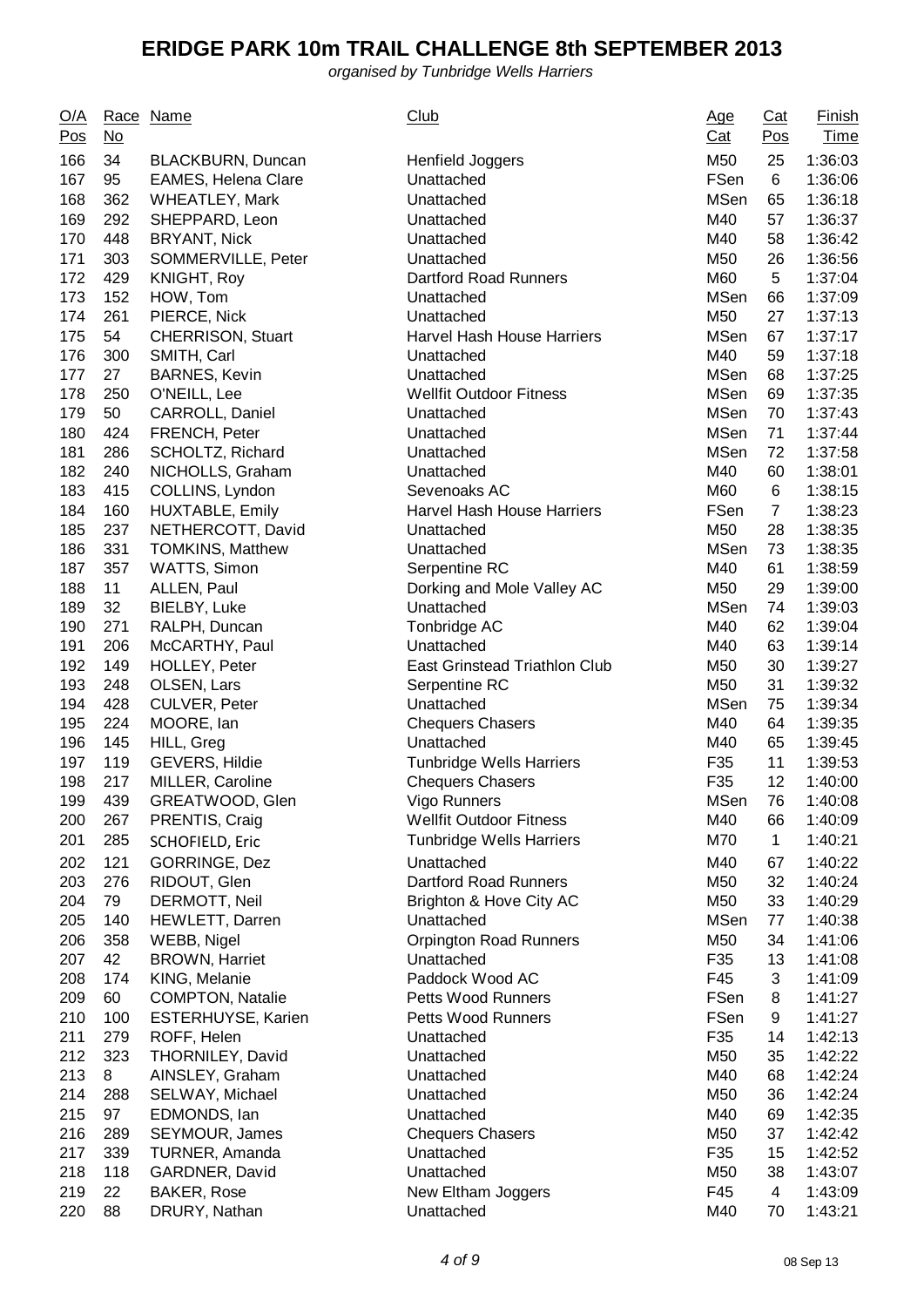# ERIDGE PARK 10m TRAIL CHALLENGE 8th SEPTEMBER 2013

*organised by Tunbridge Wells Harriers*

| O/A Pos | Race No | Name | Club | Age Cat | Cat Pos | Finish Time |
|---|---|---|---|---|---|---|
| 166 | 34 | BLACKBURN, Duncan | Henfield Joggers | M50 | 25 | 1:36:03 |
| 167 | 95 | EAMES, Helena Clare | Unattached | FSen | 6 | 1:36:06 |
| 168 | 362 | WHEATLEY, Mark | Unattached | MSen | 65 | 1:36:18 |
| 169 | 292 | SHEPPARD, Leon | Unattached | M40 | 57 | 1:36:37 |
| 170 | 448 | BRYANT, Nick | Unattached | M40 | 58 | 1:36:42 |
| 171 | 303 | SOMMERVILLE, Peter | Unattached | M50 | 26 | 1:36:56 |
| 172 | 429 | KNIGHT, Roy | Dartford Road Runners | M60 | 5 | 1:37:04 |
| 173 | 152 | HOW, Tom | Unattached | MSen | 66 | 1:37:09 |
| 174 | 261 | PIERCE, Nick | Unattached | M50 | 27 | 1:37:13 |
| 175 | 54 | CHERRISON, Stuart | Harvel Hash House Harriers | MSen | 67 | 1:37:17 |
| 176 | 300 | SMITH, Carl | Unattached | M40 | 59 | 1:37:18 |
| 177 | 27 | BARNES, Kevin | Unattached | MSen | 68 | 1:37:25 |
| 178 | 250 | O'NEILL, Lee | Wellfit Outdoor Fitness | MSen | 69 | 1:37:35 |
| 179 | 50 | CARROLL, Daniel | Unattached | MSen | 70 | 1:37:43 |
| 180 | 424 | FRENCH, Peter | Unattached | MSen | 71 | 1:37:44 |
| 181 | 286 | SCHOLTZ, Richard | Unattached | MSen | 72 | 1:37:58 |
| 182 | 240 | NICHOLLS, Graham | Unattached | M40 | 60 | 1:38:01 |
| 183 | 415 | COLLINS, Lyndon | Sevenoaks AC | M60 | 6 | 1:38:15 |
| 184 | 160 | HUXTABLE, Emily | Harvel Hash House Harriers | FSen | 7 | 1:38:23 |
| 185 | 237 | NETHERCOTT, David | Unattached | M50 | 28 | 1:38:35 |
| 186 | 331 | TOMKINS, Matthew | Unattached | MSen | 73 | 1:38:35 |
| 187 | 357 | WATTS, Simon | Serpentine RC | M40 | 61 | 1:38:59 |
| 188 | 11 | ALLEN, Paul | Dorking and Mole Valley AC | M50 | 29 | 1:39:00 |
| 189 | 32 | BIELBY, Luke | Unattached | MSen | 74 | 1:39:03 |
| 190 | 271 | RALPH, Duncan | Tonbridge AC | M40 | 62 | 1:39:04 |
| 191 | 206 | McCARTHY, Paul | Unattached | M40 | 63 | 1:39:14 |
| 192 | 149 | HOLLEY, Peter | East Grinstead Triathlon Club | M50 | 30 | 1:39:27 |
| 193 | 248 | OLSEN, Lars | Serpentine RC | M50 | 31 | 1:39:32 |
| 194 | 428 | CULVER, Peter | Unattached | MSen | 75 | 1:39:34 |
| 195 | 224 | MOORE, Ian | Chequers Chasers | M40 | 64 | 1:39:35 |
| 196 | 145 | HILL, Greg | Unattached | M40 | 65 | 1:39:45 |
| 197 | 119 | GEVERS, Hildie | Tunbridge Wells Harriers | F35 | 11 | 1:39:53 |
| 198 | 217 | MILLER, Caroline | Chequers Chasers | F35 | 12 | 1:40:00 |
| 199 | 439 | GREATWOOD, Glen | Vigo Runners | MSen | 76 | 1:40:08 |
| 200 | 267 | PRENTIS, Craig | Wellfit Outdoor Fitness | M40 | 66 | 1:40:09 |
| 201 | 285 | SCHOFIELD, Eric | Tunbridge Wells Harriers | M70 | 1 | 1:40:21 |
| 202 | 121 | GORRINGE, Dez | Unattached | M40 | 67 | 1:40:22 |
| 203 | 276 | RIDOUT, Glen | Dartford Road Runners | M50 | 32 | 1:40:24 |
| 204 | 79 | DERMOTT, Neil | Brighton & Hove City AC | M50 | 33 | 1:40:29 |
| 205 | 140 | HEWLETT, Darren | Unattached | MSen | 77 | 1:40:38 |
| 206 | 358 | WEBB, Nigel | Orpington Road Runners | M50 | 34 | 1:41:06 |
| 207 | 42 | BROWN, Harriet | Unattached | F35 | 13 | 1:41:08 |
| 208 | 174 | KING, Melanie | Paddock Wood AC | F45 | 3 | 1:41:09 |
| 209 | 60 | COMPTON, Natalie | Petts Wood Runners | FSen | 8 | 1:41:27 |
| 210 | 100 | ESTERHUYSE, Karien | Petts Wood Runners | FSen | 9 | 1:41:27 |
| 211 | 279 | ROFF, Helen | Unattached | F35 | 14 | 1:42:13 |
| 212 | 323 | THORNILEY, David | Unattached | M50 | 35 | 1:42:22 |
| 213 | 8 | AINSLEY, Graham | Unattached | M40 | 68 | 1:42:24 |
| 214 | 288 | SELWAY, Michael | Unattached | M50 | 36 | 1:42:24 |
| 215 | 97 | EDMONDS, Ian | Unattached | M40 | 69 | 1:42:35 |
| 216 | 289 | SEYMOUR, James | Chequers Chasers | M50 | 37 | 1:42:42 |
| 217 | 339 | TURNER, Amanda | Unattached | F35 | 15 | 1:42:52 |
| 218 | 118 | GARDNER, David | Unattached | M50 | 38 | 1:43:07 |
| 219 | 22 | BAKER, Rose | New Eltham Joggers | F45 | 4 | 1:43:09 |
| 220 | 88 | DRURY, Nathan | Unattached | M40 | 70 | 1:43:21 |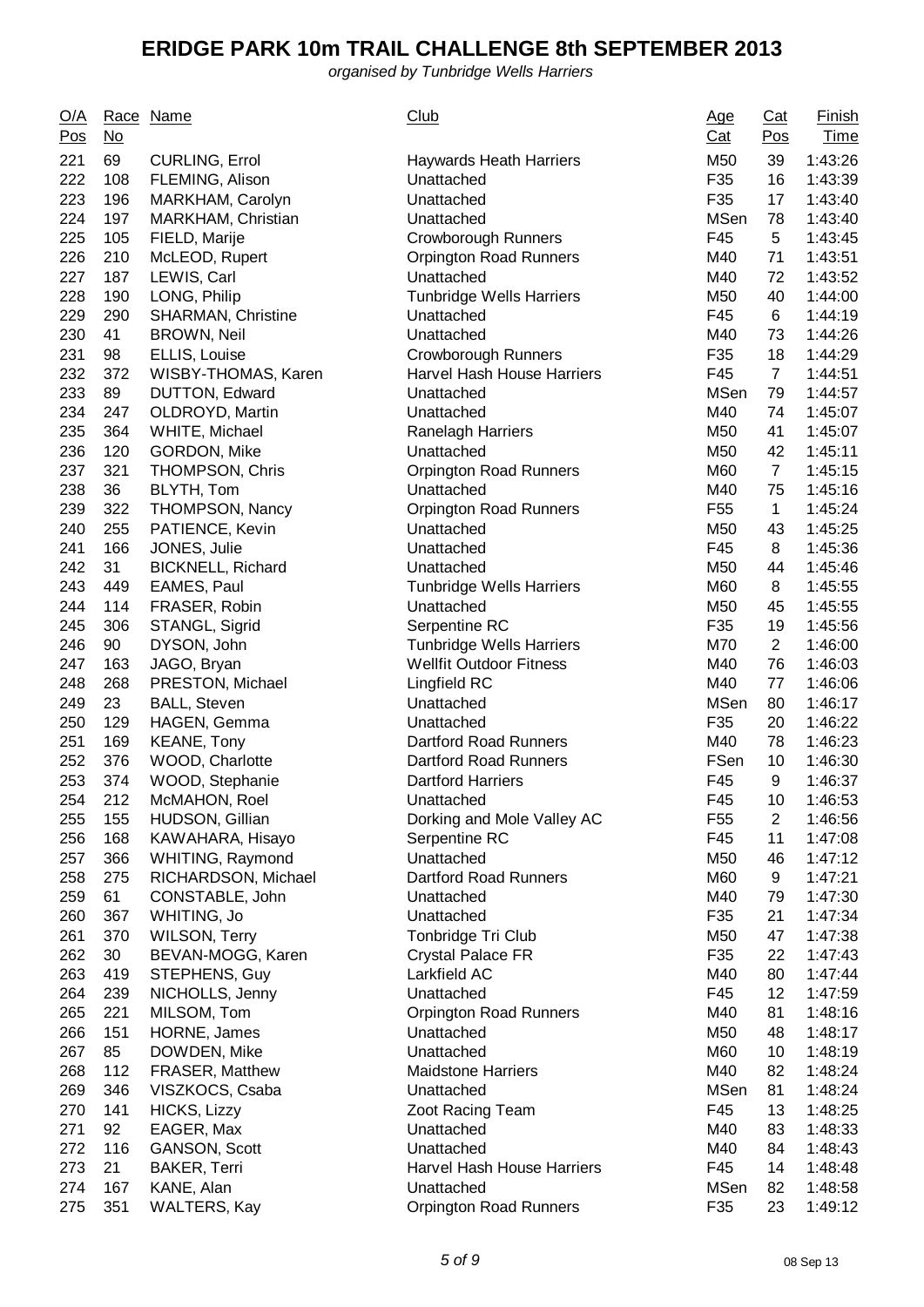# ERIDGE PARK 10m TRAIL CHALLENGE 8th SEPTEMBER 2013

*organised by Tunbridge Wells Harriers*

| O/A Pos | Race No | Name | Club | Age Cat | Cat Pos | Finish Time |
|---|---|---|---|---|---|---|
| 221 | 69 | CURLING, Errol | Haywards Heath Harriers | M50 | 39 | 1:43:26 |
| 222 | 108 | FLEMING, Alison | Unattached | F35 | 16 | 1:43:39 |
| 223 | 196 | MARKHAM, Carolyn | Unattached | F35 | 17 | 1:43:40 |
| 224 | 197 | MARKHAM, Christian | Unattached | MSen | 78 | 1:43:40 |
| 225 | 105 | FIELD, Marije | Crowborough Runners | F45 | 5 | 1:43:45 |
| 226 | 210 | McLEOD, Rupert | Orpington Road Runners | M40 | 71 | 1:43:51 |
| 227 | 187 | LEWIS, Carl | Unattached | M40 | 72 | 1:43:52 |
| 228 | 190 | LONG, Philip | Tunbridge Wells Harriers | M50 | 40 | 1:44:00 |
| 229 | 290 | SHARMAN, Christine | Unattached | F45 | 6 | 1:44:19 |
| 230 | 41 | BROWN, Neil | Unattached | M40 | 73 | 1:44:26 |
| 231 | 98 | ELLIS, Louise | Crowborough Runners | F35 | 18 | 1:44:29 |
| 232 | 372 | WISBY-THOMAS, Karen | Harvel Hash House Harriers | F45 | 7 | 1:44:51 |
| 233 | 89 | DUTTON, Edward | Unattached | MSen | 79 | 1:44:57 |
| 234 | 247 | OLDROYD, Martin | Unattached | M40 | 74 | 1:45:07 |
| 235 | 364 | WHITE, Michael | Ranelagh Harriers | M50 | 41 | 1:45:07 |
| 236 | 120 | GORDON, Mike | Unattached | M50 | 42 | 1:45:11 |
| 237 | 321 | THOMPSON, Chris | Orpington Road Runners | M60 | 7 | 1:45:15 |
| 238 | 36 | BLYTH, Tom | Unattached | M40 | 75 | 1:45:16 |
| 239 | 322 | THOMPSON, Nancy | Orpington Road Runners | F55 | 1 | 1:45:24 |
| 240 | 255 | PATIENCE, Kevin | Unattached | M50 | 43 | 1:45:25 |
| 241 | 166 | JONES, Julie | Unattached | F45 | 8 | 1:45:36 |
| 242 | 31 | BICKNELL, Richard | Unattached | M50 | 44 | 1:45:46 |
| 243 | 449 | EAMES, Paul | Tunbridge Wells Harriers | M60 | 8 | 1:45:55 |
| 244 | 114 | FRASER, Robin | Unattached | M50 | 45 | 1:45:55 |
| 245 | 306 | STANGL, Sigrid | Serpentine RC | F35 | 19 | 1:45:56 |
| 246 | 90 | DYSON, John | Tunbridge Wells Harriers | M70 | 2 | 1:46:00 |
| 247 | 163 | JAGO, Bryan | Wellfit Outdoor Fitness | M40 | 76 | 1:46:03 |
| 248 | 268 | PRESTON, Michael | Lingfield RC | M40 | 77 | 1:46:06 |
| 249 | 23 | BALL, Steven | Unattached | MSen | 80 | 1:46:17 |
| 250 | 129 | HAGEN, Gemma | Unattached | F35 | 20 | 1:46:22 |
| 251 | 169 | KEANE, Tony | Dartford Road Runners | M40 | 78 | 1:46:23 |
| 252 | 376 | WOOD, Charlotte | Dartford Road Runners | FSen | 10 | 1:46:30 |
| 253 | 374 | WOOD, Stephanie | Dartford Harriers | F45 | 9 | 1:46:37 |
| 254 | 212 | McMAHON, Roel | Unattached | F45 | 10 | 1:46:53 |
| 255 | 155 | HUDSON, Gillian | Dorking and Mole Valley AC | F55 | 2 | 1:46:56 |
| 256 | 168 | KAWAHARA, Hisayo | Serpentine RC | F45 | 11 | 1:47:08 |
| 257 | 366 | WHITING, Raymond | Unattached | M50 | 46 | 1:47:12 |
| 258 | 275 | RICHARDSON, Michael | Dartford Road Runners | M60 | 9 | 1:47:21 |
| 259 | 61 | CONSTABLE, John | Unattached | M40 | 79 | 1:47:30 |
| 260 | 367 | WHITING, Jo | Unattached | F35 | 21 | 1:47:34 |
| 261 | 370 | WILSON, Terry | Tonbridge Tri Club | M50 | 47 | 1:47:38 |
| 262 | 30 | BEVAN-MOGG, Karen | Crystal Palace FR | F35 | 22 | 1:47:43 |
| 263 | 419 | STEPHENS, Guy | Larkfield AC | M40 | 80 | 1:47:44 |
| 264 | 239 | NICHOLLS, Jenny | Unattached | F45 | 12 | 1:47:59 |
| 265 | 221 | MILSOM, Tom | Orpington Road Runners | M40 | 81 | 1:48:16 |
| 266 | 151 | HORNE, James | Unattached | M50 | 48 | 1:48:17 |
| 267 | 85 | DOWDEN, Mike | Unattached | M60 | 10 | 1:48:19 |
| 268 | 112 | FRASER, Matthew | Maidstone Harriers | M40 | 82 | 1:48:24 |
| 269 | 346 | VISZKOCS, Csaba | Unattached | MSen | 81 | 1:48:24 |
| 270 | 141 | HICKS, Lizzy | Zoot Racing Team | F45 | 13 | 1:48:25 |
| 271 | 92 | EAGER, Max | Unattached | M40 | 83 | 1:48:33 |
| 272 | 116 | GANSON, Scott | Unattached | M40 | 84 | 1:48:43 |
| 273 | 21 | BAKER, Terri | Harvel Hash House Harriers | F45 | 14 | 1:48:48 |
| 274 | 167 | KANE, Alan | Unattached | MSen | 82 | 1:48:58 |
| 275 | 351 | WALTERS, Kay | Orpington Road Runners | F35 | 23 | 1:49:12 |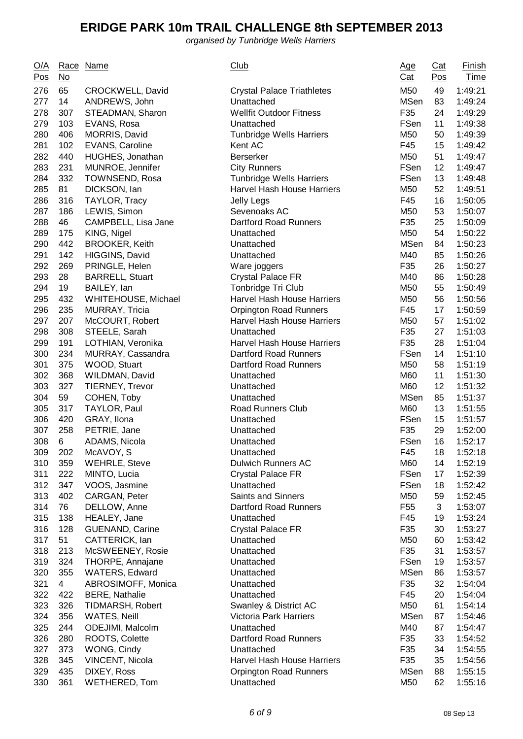# ERIDGE PARK 10m TRAIL CHALLENGE 8th SEPTEMBER 2013

*organised by Tunbridge Wells Harriers*

| O/A Pos | Race No | Name | Club | Age Cat | Cat Pos | Finish Time |
|---|---|---|---|---|---|---|
| 276 | 65 | CROCKWELL, David | Crystal Palace Triathletes | M50 | 49 | 1:49:21 |
| 277 | 14 | ANDREWS, John | Unattached | MSen | 83 | 1:49:24 |
| 278 | 307 | STEADMAN, Sharon | Wellfit Outdoor Fitness | F35 | 24 | 1:49:29 |
| 279 | 103 | EVANS, Rosa | Unattached | FSen | 11 | 1:49:38 |
| 280 | 406 | MORRIS, David | Tunbridge Wells Harriers | M50 | 50 | 1:49:39 |
| 281 | 102 | EVANS, Caroline | Kent AC | F45 | 15 | 1:49:42 |
| 282 | 440 | HUGHES, Jonathan | Berserker | M50 | 51 | 1:49:47 |
| 283 | 231 | MUNROE, Jennifer | City Runners | FSen | 12 | 1:49:47 |
| 284 | 332 | TOWNSEND, Rosa | Tunbridge Wells Harriers | FSen | 13 | 1:49:48 |
| 285 | 81 | DICKSON, Ian | Harvel Hash House Harriers | M50 | 52 | 1:49:51 |
| 286 | 316 | TAYLOR, Tracy | Jelly Legs | F45 | 16 | 1:50:05 |
| 287 | 186 | LEWIS, Simon | Sevenoaks AC | M50 | 53 | 1:50:07 |
| 288 | 46 | CAMPBELL, Lisa Jane | Dartford Road Runners | F35 | 25 | 1:50:09 |
| 289 | 175 | KING, Nigel | Unattached | M50 | 54 | 1:50:22 |
| 290 | 442 | BROOKER, Keith | Unattached | MSen | 84 | 1:50:23 |
| 291 | 142 | HIGGINS, David | Unattached | M40 | 85 | 1:50:26 |
| 292 | 269 | PRINGLE, Helen | Ware joggers | F35 | 26 | 1:50:27 |
| 293 | 28 | BARRELL, Stuart | Crystal Palace FR | M40 | 86 | 1:50:28 |
| 294 | 19 | BAILEY, Ian | Tonbridge Tri Club | M50 | 55 | 1:50:49 |
| 295 | 432 | WHITEHOUSE, Michael | Harvel Hash House Harriers | M50 | 56 | 1:50:56 |
| 296 | 235 | MURRAY, Tricia | Orpington Road Runners | F45 | 17 | 1:50:59 |
| 297 | 207 | McCOURT, Robert | Harvel Hash House Harriers | M50 | 57 | 1:51:02 |
| 298 | 308 | STEELE, Sarah | Unattached | F35 | 27 | 1:51:03 |
| 299 | 191 | LOTHIAN, Veronika | Harvel Hash House Harriers | F35 | 28 | 1:51:04 |
| 300 | 234 | MURRAY, Cassandra | Dartford Road Runners | FSen | 14 | 1:51:10 |
| 301 | 375 | WOOD, Stuart | Dartford Road Runners | M50 | 58 | 1:51:19 |
| 302 | 368 | WILDMAN, David | Unattached | M60 | 11 | 1:51:30 |
| 303 | 327 | TIERNEY, Trevor | Unattached | M60 | 12 | 1:51:32 |
| 304 | 59 | COHEN, Toby | Unattached | MSen | 85 | 1:51:37 |
| 305 | 317 | TAYLOR, Paul | Road Runners Club | M60 | 13 | 1:51:55 |
| 306 | 420 | GRAY, Ilona | Unattached | FSen | 15 | 1:51:57 |
| 307 | 258 | PETRIE, Jane | Unattached | F35 | 29 | 1:52:00 |
| 308 | 6 | ADAMS, Nicola | Unattached | FSen | 16 | 1:52:17 |
| 309 | 202 | McAVOY, S | Unattached | F45 | 18 | 1:52:18 |
| 310 | 359 | WEHRLE, Steve | Dulwich Runners AC | M60 | 14 | 1:52:19 |
| 311 | 222 | MINTO, Lucia | Crystal Palace FR | FSen | 17 | 1:52:39 |
| 312 | 347 | VOOS, Jasmine | Unattached | FSen | 18 | 1:52:42 |
| 313 | 402 | CARGAN, Peter | Saints and Sinners | M50 | 59 | 1:52:45 |
| 314 | 76 | DELLOW, Anne | Dartford Road Runners | F55 | 3 | 1:53:07 |
| 315 | 138 | HEALEY, Jane | Unattached | F45 | 19 | 1:53:24 |
| 316 | 128 | GUENAND, Carine | Crystal Palace FR | F35 | 30 | 1:53:27 |
| 317 | 51 | CATTERICK, Ian | Unattached | M50 | 60 | 1:53:42 |
| 318 | 213 | McSWEENEY, Rosie | Unattached | F35 | 31 | 1:53:57 |
| 319 | 324 | THORPE, Annajane | Unattached | FSen | 19 | 1:53:57 |
| 320 | 355 | WATERS, Edward | Unattached | MSen | 86 | 1:53:57 |
| 321 | 4 | ABROSIMOFF, Monica | Unattached | F35 | 32 | 1:54:04 |
| 322 | 422 | BERE, Nathalie | Unattached | F45 | 20 | 1:54:04 |
| 323 | 326 | TIDMARSH, Robert | Swanley & District AC | M50 | 61 | 1:54:14 |
| 324 | 356 | WATES, Neill | Victoria Park Harriers | MSen | 87 | 1:54:46 |
| 325 | 244 | ODEJIMI, Malcolm | Unattached | M40 | 87 | 1:54:47 |
| 326 | 280 | ROOTS, Colette | Dartford Road Runners | F35 | 33 | 1:54:52 |
| 327 | 373 | WONG, Cindy | Unattached | F35 | 34 | 1:54:55 |
| 328 | 345 | VINCENT, Nicola | Harvel Hash House Harriers | F35 | 35 | 1:54:56 |
| 329 | 435 | DIXEY, Ross | Orpington Road Runners | MSen | 88 | 1:55:15 |
| 330 | 361 | WETHERED, Tom | Unattached | M50 | 62 | 1:55:16 |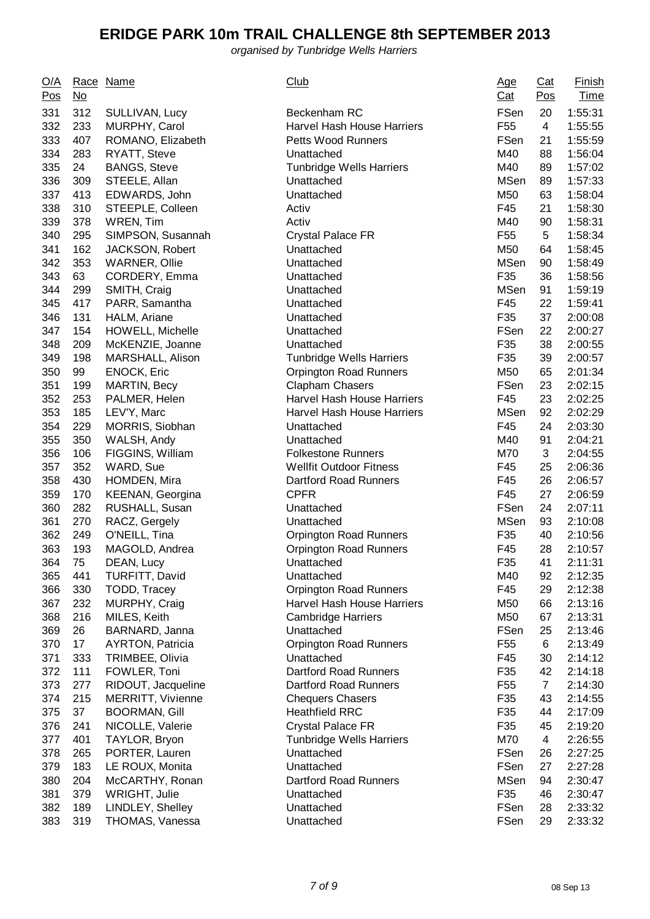# ERIDGE PARK 10m TRAIL CHALLENGE 8th SEPTEMBER 2013

*organised by Tunbridge Wells Harriers*

| O/A Pos | Race No | Name | Club | Age Cat | Cat Pos | Finish Time |
|---|---|---|---|---|---|---|
| 331 | 312 | SULLIVAN, Lucy | Beckenham RC | FSen | 20 | 1:55:31 |
| 332 | 233 | MURPHY, Carol | Harvel Hash House Harriers | F55 | 4 | 1:55:55 |
| 333 | 407 | ROMANO, Elizabeth | Petts Wood Runners | FSen | 21 | 1:55:59 |
| 334 | 283 | RYATT, Steve | Unattached | M40 | 88 | 1:56:04 |
| 335 | 24 | BANGS, Steve | Tunbridge Wells Harriers | M40 | 89 | 1:57:02 |
| 336 | 309 | STEELE, Allan | Unattached | MSen | 89 | 1:57:33 |
| 337 | 413 | EDWARDS, John | Unattached | M50 | 63 | 1:58:04 |
| 338 | 310 | STEEPLE, Colleen | Activ | F45 | 21 | 1:58:30 |
| 339 | 378 | WREN, Tim | Activ | M40 | 90 | 1:58:31 |
| 340 | 295 | SIMPSON, Susannah | Crystal Palace FR | F55 | 5 | 1:58:34 |
| 341 | 162 | JACKSON, Robert | Unattached | M50 | 64 | 1:58:45 |
| 342 | 353 | WARNER, Ollie | Unattached | MSen | 90 | 1:58:49 |
| 343 | 63 | CORDERY, Emma | Unattached | F35 | 36 | 1:58:56 |
| 344 | 299 | SMITH, Craig | Unattached | MSen | 91 | 1:59:19 |
| 345 | 417 | PARR, Samantha | Unattached | F45 | 22 | 1:59:41 |
| 346 | 131 | HALM, Ariane | Unattached | F35 | 37 | 2:00:08 |
| 347 | 154 | HOWELL, Michelle | Unattached | FSen | 22 | 2:00:27 |
| 348 | 209 | McKENZIE, Joanne | Unattached | F35 | 38 | 2:00:55 |
| 349 | 198 | MARSHALL, Alison | Tunbridge Wells Harriers | F35 | 39 | 2:00:57 |
| 350 | 99 | ENOCK, Eric | Orpington Road Runners | M50 | 65 | 2:01:34 |
| 351 | 199 | MARTIN, Becy | Clapham Chasers | FSen | 23 | 2:02:15 |
| 352 | 253 | PALMER, Helen | Harvel Hash House Harriers | F45 | 23 | 2:02:25 |
| 353 | 185 | LEV'Y, Marc | Harvel Hash House Harriers | MSen | 92 | 2:02:29 |
| 354 | 229 | MORRIS, Siobhan | Unattached | F45 | 24 | 2:03:30 |
| 355 | 350 | WALSH, Andy | Unattached | M40 | 91 | 2:04:21 |
| 356 | 106 | FIGGINS, William | Folkestone Runners | M70 | 3 | 2:04:55 |
| 357 | 352 | WARD, Sue | Wellfit Outdoor Fitness | F45 | 25 | 2:06:36 |
| 358 | 430 | HOMDEN, Mira | Dartford Road Runners | F45 | 26 | 2:06:57 |
| 359 | 170 | KEENAN, Georgina | CPFR | F45 | 27 | 2:06:59 |
| 360 | 282 | RUSHALL, Susan | Unattached | FSen | 24 | 2:07:11 |
| 361 | 270 | RACZ, Gergely | Unattached | MSen | 93 | 2:10:08 |
| 362 | 249 | O'NEILL, Tina | Orpington Road Runners | F35 | 40 | 2:10:56 |
| 363 | 193 | MAGOLD, Andrea | Orpington Road Runners | F45 | 28 | 2:10:57 |
| 364 | 75 | DEAN, Lucy | Unattached | F35 | 41 | 2:11:31 |
| 365 | 441 | TURFITT, David | Unattached | M40 | 92 | 2:12:35 |
| 366 | 330 | TODD, Tracey | Orpington Road Runners | F45 | 29 | 2:12:38 |
| 367 | 232 | MURPHY, Craig | Harvel Hash House Harriers | M50 | 66 | 2:13:16 |
| 368 | 216 | MILES, Keith | Cambridge Harriers | M50 | 67 | 2:13:31 |
| 369 | 26 | BARNARD, Janna | Unattached | FSen | 25 | 2:13:46 |
| 370 | 17 | AYRTON, Patricia | Orpington Road Runners | F55 | 6 | 2:13:49 |
| 371 | 333 | TRIMBEE, Olivia | Unattached | F45 | 30 | 2:14:12 |
| 372 | 111 | FOWLER, Toni | Dartford Road Runners | F35 | 42 | 2:14:18 |
| 373 | 277 | RIDOUT, Jacqueline | Dartford Road Runners | F55 | 7 | 2:14:30 |
| 374 | 215 | MERRITT, Vivienne | Chequers Chasers | F35 | 43 | 2:14:55 |
| 375 | 37 | BOORMAN, Gill | Heathfield RRC | F35 | 44 | 2:17:09 |
| 376 | 241 | NICOLLE, Valerie | Crystal Palace FR | F35 | 45 | 2:19:20 |
| 377 | 401 | TAYLOR, Bryon | Tunbridge Wells Harriers | M70 | 4 | 2:26:55 |
| 378 | 265 | PORTER, Lauren | Unattached | FSen | 26 | 2:27:25 |
| 379 | 183 | LE ROUX, Monita | Unattached | FSen | 27 | 2:27:28 |
| 380 | 204 | McCARTHY, Ronan | Dartford Road Runners | MSen | 94 | 2:30:47 |
| 381 | 379 | WRIGHT, Julie | Unattached | F35 | 46 | 2:30:47 |
| 382 | 189 | LINDLEY, Shelley | Unattached | FSen | 28 | 2:33:32 |
| 383 | 319 | THOMAS, Vanessa | Unattached | FSen | 29 | 2:33:32 |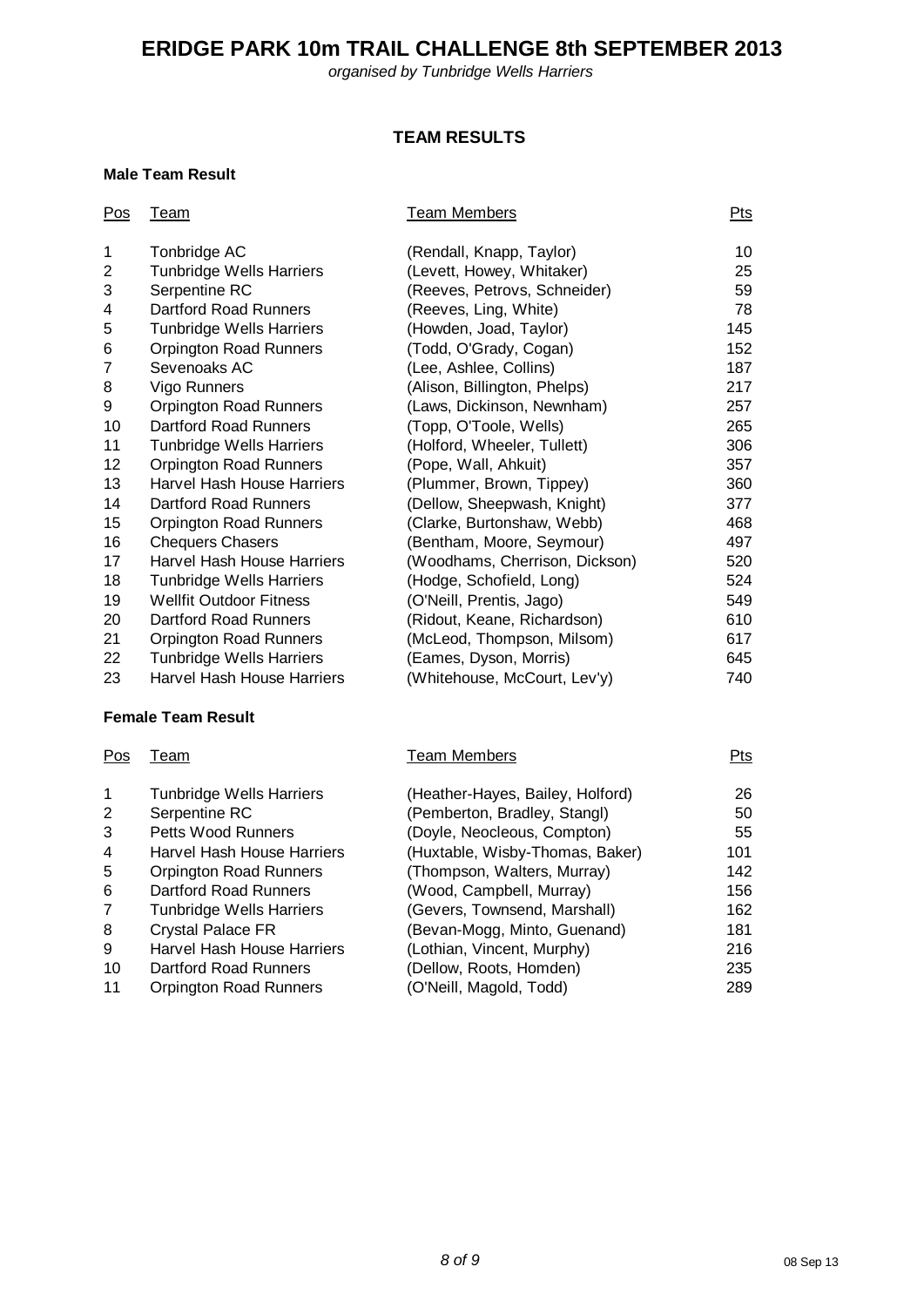# ERIDGE PARK 10m TRAIL CHALLENGE 8th SEPTEMBER 2013

*organised by Tunbridge Wells Harriers*

## TEAM RESULTS

**Male Team Result**

| Pos | Team | Team Members | Pts |
|---|---|---|---|
| 1 | Tonbridge AC | (Rendall, Knapp, Taylor) | 10 |
| 2 | Tunbridge Wells Harriers | (Levett, Howey, Whitaker) | 25 |
| 3 | Serpentine RC | (Reeves, Petrovs, Schneider) | 59 |
| 4 | Dartford Road Runners | (Reeves, Ling, White) | 78 |
| 5 | Tunbridge Wells Harriers | (Howden, Joad, Taylor) | 145 |
| 6 | Orpington Road Runners | (Todd, O'Grady, Cogan) | 152 |
| 7 | Sevenoaks AC | (Lee, Ashlee, Collins) | 187 |
| 8 | Vigo Runners | (Alison, Billington, Phelps) | 217 |
| 9 | Orpington Road Runners | (Laws, Dickinson, Newnham) | 257 |
| 10 | Dartford Road Runners | (Topp, O'Toole, Wells) | 265 |
| 11 | Tunbridge Wells Harriers | (Holford, Wheeler, Tullett) | 306 |
| 12 | Orpington Road Runners | (Pope, Wall, Ahkuit) | 357 |
| 13 | Harvel Hash House Harriers | (Plummer, Brown, Tippey) | 360 |
| 14 | Dartford Road Runners | (Dellow, Sheepwash, Knight) | 377 |
| 15 | Orpington Road Runners | (Clarke, Burtonshaw, Webb) | 468 |
| 16 | Chequers Chasers | (Bentham, Moore, Seymour) | 497 |
| 17 | Harvel Hash House Harriers | (Woodhams, Cherrison, Dickson) | 520 |
| 18 | Tunbridge Wells Harriers | (Hodge, Schofield, Long) | 524 |
| 19 | Wellfit Outdoor Fitness | (O'Neill, Prentis, Jago) | 549 |
| 20 | Dartford Road Runners | (Ridout, Keane, Richardson) | 610 |
| 21 | Orpington Road Runners | (McLeod, Thompson, Milsom) | 617 |
| 22 | Tunbridge Wells Harriers | (Eames, Dyson, Morris) | 645 |
| 23 | Harvel Hash House Harriers | (Whitehouse, McCourt, Lev'y) | 740 |

**Female Team Result**

| Pos | Team | Team Members | Pts |
|---|---|---|---|
| 1 | Tunbridge Wells Harriers | (Heather-Hayes, Bailey, Holford) | 26 |
| 2 | Serpentine RC | (Pemberton, Bradley, Stangl) | 50 |
| 3 | Petts Wood Runners | (Doyle, Neocleous, Compton) | 55 |
| 4 | Harvel Hash House Harriers | (Huxtable, Wisby-Thomas, Baker) | 101 |
| 5 | Orpington Road Runners | (Thompson, Walters, Murray) | 142 |
| 6 | Dartford Road Runners | (Wood, Campbell, Murray) | 156 |
| 7 | Tunbridge Wells Harriers | (Gevers, Townsend, Marshall) | 162 |
| 8 | Crystal Palace FR | (Bevan-Mogg, Minto, Guenand) | 181 |
| 9 | Harvel Hash House Harriers | (Lothian, Vincent, Murphy) | 216 |
| 10 | Dartford Road Runners | (Dellow, Roots, Homden) | 235 |
| 11 | Orpington Road Runners | (O'Neill, Magold, Todd) | 289 |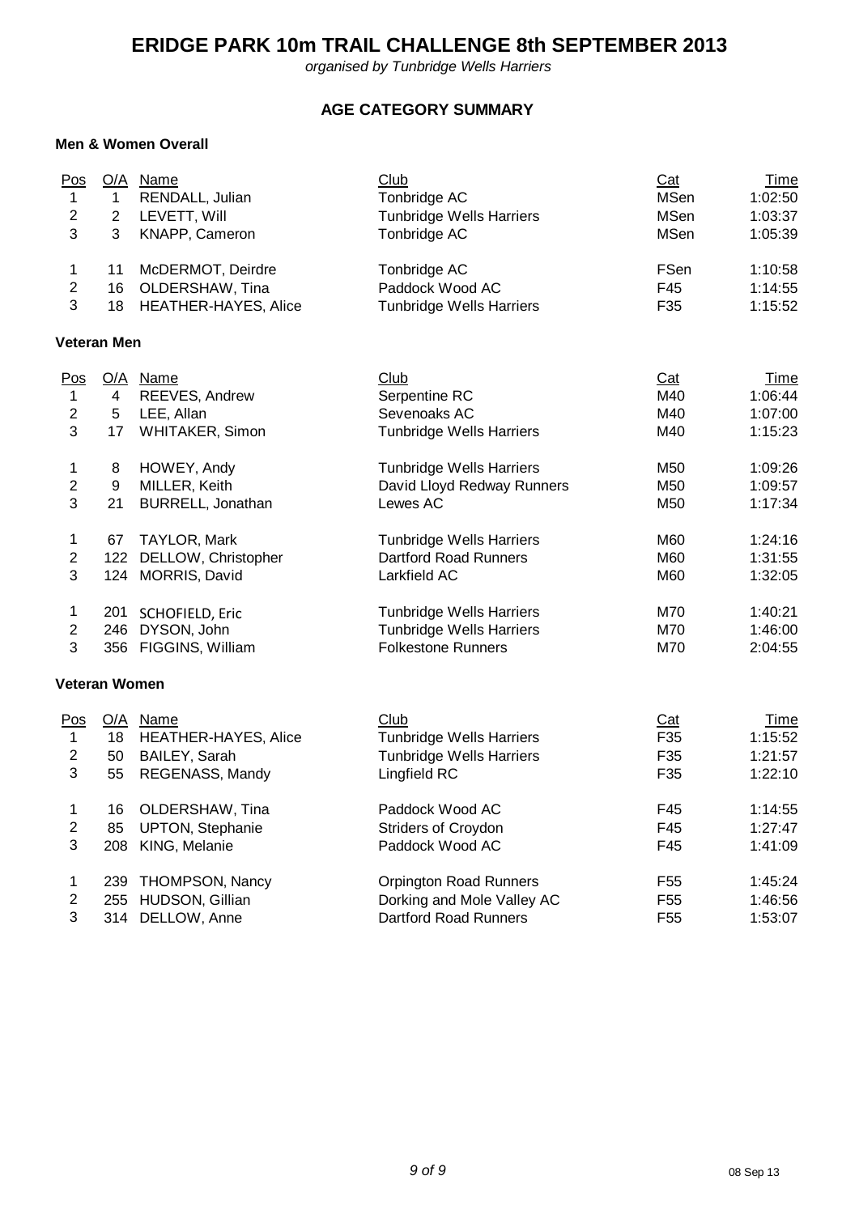# ERIDGE PARK 10m TRAIL CHALLENGE 8th SEPTEMBER 2013

*organised by Tunbridge Wells Harriers*

## AGE CATEGORY SUMMARY

### Men & Women Overall

| Pos | O/A | Name | Club | Cat | Time |
|---|---|---|---|---|---|
| 1 | 1 | RENDALL, Julian | Tonbridge AC | MSen | 1:02:50 |
| 2 | 2 | LEVETT, Will | Tunbridge Wells Harriers | MSen | 1:03:37 |
| 3 | 3 | KNAPP, Cameron | Tonbridge AC | MSen | 1:05:39 |
| | | | | | |
| 1 | 11 | McDERMOT, Deirdre | Tonbridge AC | FSen | 1:10:58 |
| 2 | 16 | OLDERSHAW, Tina | Paddock Wood AC | F45 | 1:14:55 |
| 3 | 18 | HEATHER-HAYES, Alice | Tunbridge Wells Harriers | F35 | 1:15:52 |

### Veteran Men

| Pos | O/A | Name | Club | Cat | Time |
|---|---|---|---|---|---|
| 1 | 4 | REEVES, Andrew | Serpentine RC | M40 | 1:06:44 |
| 2 | 5 | LEE, Allan | Sevenoaks AC | M40 | 1:07:00 |
| 3 | 17 | WHITAKER, Simon | Tunbridge Wells Harriers | M40 | 1:15:23 |
| | | | | | |
| 1 | 8 | HOWEY, Andy | Tunbridge Wells Harriers | M50 | 1:09:26 |
| 2 | 9 | MILLER, Keith | David Lloyd Redway Runners | M50 | 1:09:57 |
| 3 | 21 | BURRELL, Jonathan | Lewes AC | M50 | 1:17:34 |
| | | | | | |
| 1 | 67 | TAYLOR, Mark | Tunbridge Wells Harriers | M60 | 1:24:16 |
| 2 | 122 | DELLOW, Christopher | Dartford Road Runners | M60 | 1:31:55 |
| 3 | 124 | MORRIS, David | Larkfield AC | M60 | 1:32:05 |
| | | | | | |
| 1 | 201 | SCHOFIELD, Eric | Tunbridge Wells Harriers | M70 | 1:40:21 |
| 2 | 246 | DYSON, John | Tunbridge Wells Harriers | M70 | 1:46:00 |
| 3 | 356 | FIGGINS, William | Folkestone Runners | M70 | 2:04:55 |

### Veteran Women

| Pos | O/A | Name | Club | Cat | Time |
|---|---|---|---|---|---|
| 1 | 18 | HEATHER-HAYES, Alice | Tunbridge Wells Harriers | F35 | 1:15:52 |
| 2 | 50 | BAILEY, Sarah | Tunbridge Wells Harriers | F35 | 1:21:57 |
| 3 | 55 | REGENASS, Mandy | Lingfield RC | F35 | 1:22:10 |
| | | | | | |
| 1 | 16 | OLDERSHAW, Tina | Paddock Wood AC | F45 | 1:14:55 |
| 2 | 85 | UPTON, Stephanie | Striders of Croydon | F45 | 1:27:47 |
| 3 | 208 | KING, Melanie | Paddock Wood AC | F45 | 1:41:09 |
| | | | | | |
| 1 | 239 | THOMPSON, Nancy | Orpington Road Runners | F55 | 1:45:24 |
| 2 | 255 | HUDSON, Gillian | Dorking and Mole Valley AC | F55 | 1:46:56 |
| 3 | 314 | DELLOW, Anne | Dartford Road Runners | F55 | 1:53:07 |